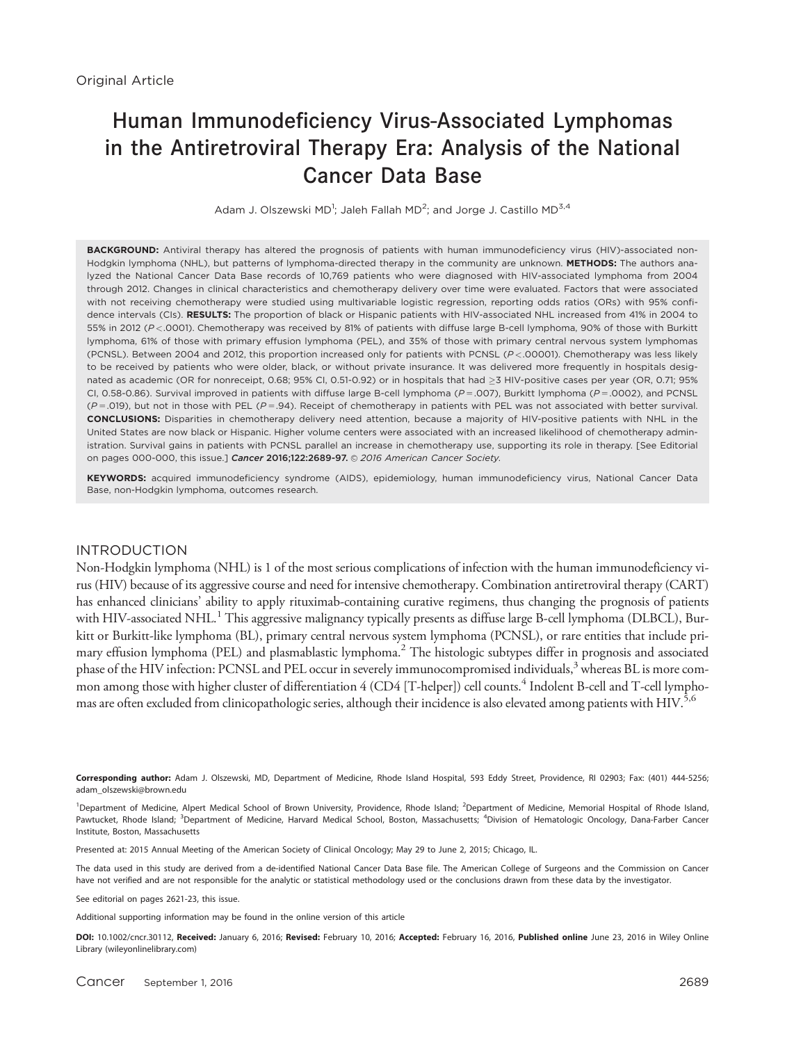Original Article

# Human Immunodeficiency Virus-Associated Lymphomas in the Antiretroviral Therapy Era: Analysis of the National Cancer Data Base

Adam J. Olszewski MD[1]; Jaleh Fallah MD[2]; and Jorge J. Castillo MD[3,4]

**BACKGROUND:** Antiviral therapy has altered the prognosis of patients with human immunodeficiency virus (HIV)-associated non-Hodgkin lymphoma (NHL), but patterns of lymphoma-directed therapy in the community are unknown. **METHODS:** The authors analyzed the National Cancer Data Base records of 10,769 patients who were diagnosed with HIV-associated lymphoma from 2004 through 2012. Changes in clinical characteristics and chemotherapy delivery over time were evaluated. Factors that were associated with not receiving chemotherapy were studied using multivariable logistic regression, reporting odds ratios (ORs) with 95% confidence intervals (CIs). **RESULTS:** The proportion of black or Hispanic patients with HIV-associated NHL increased from 41% in 2004 to 55% in 2012 ($P < .0001$). Chemotherapy was received by 81% of patients with diffuse large B-cell lymphoma, 90% of those with Burkitt lymphoma, 61% of those with primary effusion lymphoma (PEL), and 35% of those with primary central nervous system lymphomas (PCNSL). Between 2004 and 2012, this proportion increased only for patients with PCNSL ($P < .00001$). Chemotherapy was less likely to be received by patients who were older, black, or without private insurance. It was delivered more frequently in hospitals designated as academic (OR for nonreceipt, 0.68; 95% CI, 0.51-0.92) or in hospitals that had ≥3 HIV-positive cases per year (OR, 0.71; 95% CI, 0.58-0.86). Survival improved in patients with diffuse large B-cell lymphoma ($P = .007$), Burkitt lymphoma ($P = .0002$), and PCNSL ($P = .019$), but not in those with PEL ($P = .94$). Receipt of chemotherapy in patients with PEL was not associated with better survival. **CONCLUSIONS:** Disparities in chemotherapy delivery need attention, because a majority of HIV-positive patients with NHL in the United States are now black or Hispanic. Higher volume centers were associated with an increased likelihood of chemotherapy administration. Survival gains in patients with PCNSL parallel an increase in chemotherapy use, supporting its role in therapy. [See Editorial on pages 000-000, this issue.] ***Cancer* 2016;122:2689-97.** *© 2016 American Cancer Society.*

**KEYWORDS:** acquired immunodeficiency syndrome (AIDS), epidemiology, human immunodeficiency virus, National Cancer Data Base, non-Hodgkin lymphoma, outcomes research.

## INTRODUCTION

Non-Hodgkin lymphoma (NHL) is 1 of the most serious complications of infection with the human immunodeficiency virus (HIV) because of its aggressive course and need for intensive chemotherapy. Combination antiretroviral therapy (CART) has enhanced clinicians' ability to apply rituximab-containing curative regimens, thus changing the prognosis of patients with HIV-associated NHL.[1] This aggressive malignancy typically presents as diffuse large B-cell lymphoma (DLBCL), Burkitt or Burkitt-like lymphoma (BL), primary central nervous system lymphoma (PCNSL), or rare entities that include primary effusion lymphoma (PEL) and plasmablastic lymphoma.[2] The histologic subtypes differ in prognosis and associated phase of the HIV infection: PCNSL and PEL occur in severely immunocompromised individuals,[3] whereas BL is more common among those with higher cluster of differentiation 4 (CD4 [T-helper]) cell counts.[4] Indolent B-cell and T-cell lymphomas are often excluded from clinicopathologic series, although their incidence is also elevated among patients with HIV.[5,6]

**Corresponding author:** Adam J. Olszewski, MD, Department of Medicine, Rhode Island Hospital, 593 Eddy Street, Providence, RI 02903; Fax: (401) 444-5256; adam_olszewski@brown.edu

[1]Department of Medicine, Alpert Medical School of Brown University, Providence, Rhode Island; [2]Department of Medicine, Memorial Hospital of Rhode Island, Pawtucket, Rhode Island; [3]Department of Medicine, Harvard Medical School, Boston, Massachusetts; [4]Division of Hematologic Oncology, Dana-Farber Cancer Institute, Boston, Massachusetts

Presented at: 2015 Annual Meeting of the American Society of Clinical Oncology; May 29 to June 2, 2015; Chicago, IL.

The data used in this study are derived from a de-identified National Cancer Data Base file. The American College of Surgeons and the Commission on Cancer have not verified and are not responsible for the analytic or statistical methodology used or the conclusions drawn from these data by the investigator.

See editorial on pages 2621-23, this issue.

Additional supporting information may be found in the online version of this article

**DOI:** 10.1002/cncr.30112, **Received:** January 6, 2016; **Revised:** February 10, 2016; **Accepted:** February 16, 2016, **Published online** June 23, 2016 in Wiley Online Library (wileyonlinelibrary.com)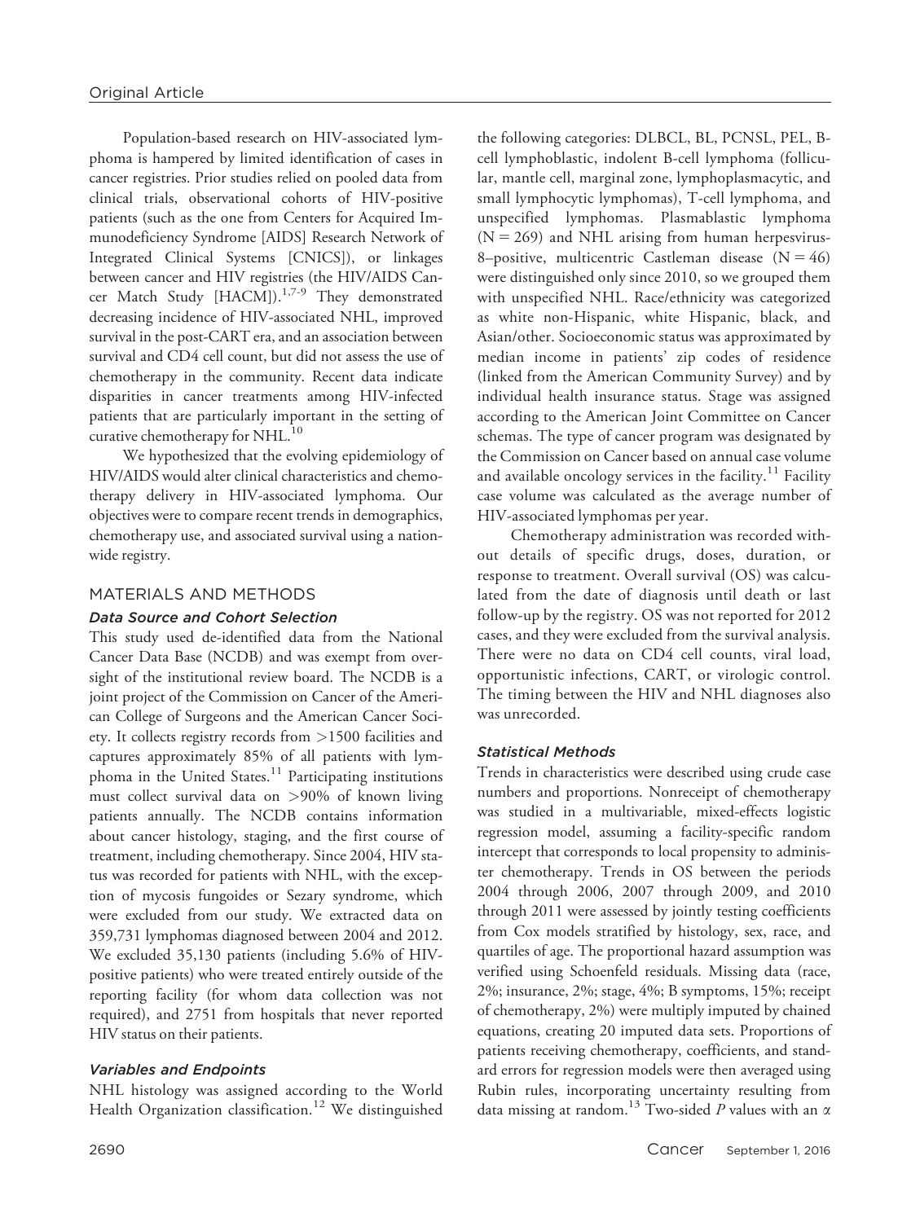Population-based research on HIV-associated lymphoma is hampered by limited identification of cases in cancer registries. Prior studies relied on pooled data from clinical trials, observational cohorts of HIV-positive patients (such as the one from Centers for Acquired Immunodeficiency Syndrome [AIDS] Research Network of Integrated Clinical Systems [CNICS]), or linkages between cancer and HIV registries (the HIV/AIDS Cancer Match Study [HACM]).[1,7-9] They demonstrated decreasing incidence of HIV-associated NHL, improved survival in the post-CART era, and an association between survival and CD4 cell count, but did not assess the use of chemotherapy in the community. Recent data indicate disparities in cancer treatments among HIV-infected patients that are particularly important in the setting of curative chemotherapy for NHL.[10]

We hypothesized that the evolving epidemiology of HIV/AIDS would alter clinical characteristics and chemotherapy delivery in HIV-associated lymphoma. Our objectives were to compare recent trends in demographics, chemotherapy use, and associated survival using a nationwide registry.

## MATERIALS AND METHODS

### Data Source and Cohort Selection

This study used de-identified data from the National Cancer Data Base (NCDB) and was exempt from oversight of the institutional review board. The NCDB is a joint project of the Commission on Cancer of the American College of Surgeons and the American Cancer Society. It collects registry records from >1500 facilities and captures approximately 85% of all patients with lymphoma in the United States.[11] Participating institutions must collect survival data on >90% of known living patients annually. The NCDB contains information about cancer histology, staging, and the first course of treatment, including chemotherapy. Since 2004, HIV status was recorded for patients with NHL, with the exception of mycosis fungoides or Sezary syndrome, which were excluded from our study. We extracted data on 359,731 lymphomas diagnosed between 2004 and 2012. We excluded 35,130 patients (including 5.6% of HIV-positive patients) who were treated entirely outside of the reporting facility (for whom data collection was not required), and 2751 from hospitals that never reported HIV status on their patients.

### Variables and Endpoints

NHL histology was assigned according to the World Health Organization classification.[12] We distinguished the following categories: DLBCL, BL, PCNSL, PEL, B-cell lymphoblastic, indolent B-cell lymphoma (follicular, mantle cell, marginal zone, lymphoplasmacytic, and small lymphocytic lymphomas), T-cell lymphoma, and unspecified lymphomas. Plasmablastic lymphoma (N = 269) and NHL arising from human herpesvirus-8–positive, multicentric Castleman disease (N = 46) were distinguished only since 2010, so we grouped them with unspecified NHL. Race/ethnicity was categorized as white non-Hispanic, white Hispanic, black, and Asian/other. Socioeconomic status was approximated by median income in patients' zip codes of residence (linked from the American Community Survey) and by individual health insurance status. Stage was assigned according to the American Joint Committee on Cancer schemas. The type of cancer program was designated by the Commission on Cancer based on annual case volume and available oncology services in the facility.[11] Facility case volume was calculated as the average number of HIV-associated lymphomas per year.

Chemotherapy administration was recorded without details of specific drugs, doses, duration, or response to treatment. Overall survival (OS) was calculated from the date of diagnosis until death or last follow-up by the registry. OS was not reported for 2012 cases, and they were excluded from the survival analysis. There were no data on CD4 cell counts, viral load, opportunistic infections, CART, or virologic control. The timing between the HIV and NHL diagnoses also was unrecorded.

### Statistical Methods

Trends in characteristics were described using crude case numbers and proportions. Nonreceipt of chemotherapy was studied in a multivariable, mixed-effects logistic regression model, assuming a facility-specific random intercept that corresponds to local propensity to administer chemotherapy. Trends in OS between the periods 2004 through 2006, 2007 through 2009, and 2010 through 2011 were assessed by jointly testing coefficients from Cox models stratified by histology, sex, race, and quartiles of age. The proportional hazard assumption was verified using Schoenfeld residuals. Missing data (race, 2%; insurance, 2%; stage, 4%; B symptoms, 15%; receipt of chemotherapy, 2%) were multiply imputed by chained equations, creating 20 imputed data sets. Proportions of patients receiving chemotherapy, coefficients, and standard errors for regression models were then averaged using Rubin rules, incorporating uncertainty resulting from data missing at random.[13] Two-sided $P$ values with an $\alpha$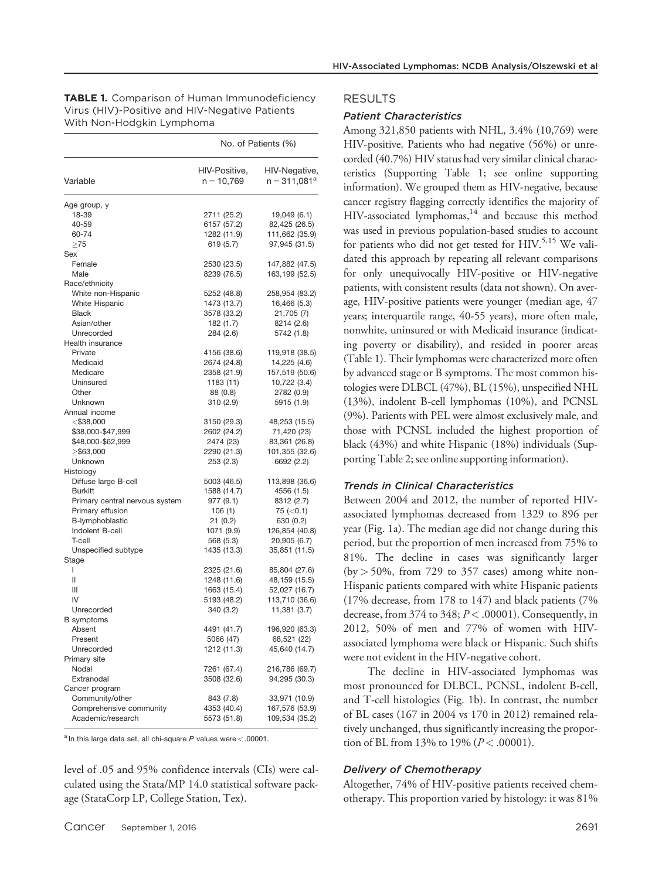**TABLE 1.** Comparison of Human Immunodeficiency Virus (HIV)-Positive and HIV-Negative Patients With Non-Hodgkin Lymphoma

| Variable | No. of Patients (%) | |
|---|---|---|
| | HIV-Positive, n = 10,769 | HIV-Negative, n = 311,081[a] |
| Age group, y | | |
| 18-39 | 2711 (25.2) | 19,049 (6.1) |
| 40-59 | 6157 (57.2) | 82,425 (26.5) |
| 60-74 | 1282 (11.9) | 111,662 (35.9) |
| ≥75 | 619 (5.7) | 97,945 (31.5) |
| Sex | | |
| Female | 2530 (23.5) | 147,882 (47.5) |
| Male | 8239 (76.5) | 163,199 (52.5) |
| Race/ethnicity | | |
| White non-Hispanic | 5252 (48.8) | 258,954 (83.2) |
| White Hispanic | 1473 (13.7) | 16,466 (5.3) |
| Black | 3578 (33.2) | 21,705 (7) |
| Asian/other | 182 (1.7) | 8214 (2.6) |
| Unrecorded | 284 (2.6) | 5742 (1.8) |
| Health insurance | | |
| Private | 4156 (38.6) | 119,918 (38.5) |
| Medicaid | 2674 (24.8) | 14,225 (4.6) |
| Medicare | 2358 (21.9) | 157,519 (50.6) |
| Uninsured | 1183 (11) | 10,722 (3.4) |
| Other | 88 (0.8) | 2782 (0.9) |
| Unknown | 310 (2.9) | 5915 (1.9) |
| Annual income | | |
| <$38,000 | 3150 (29.3) | 48,253 (15.5) |
| $38,000-$47,999 | 2602 (24.2) | 71,420 (23) |
| $48,000-$62,999 | 2474 (23) | 83,361 (26.8) |
| ≥$63,000 | 2290 (21.3) | 101,355 (32.6) |
| Unknown | 253 (2.3) | 6692 (2.2) |
| Histology | | |
| Diffuse large B-cell | 5003 (46.5) | 113,898 (36.6) |
| Burkitt | 1588 (14.7) | 4556 (1.5) |
| Primary central nervous system | 977 (9.1) | 8312 (2.7) |
| Primary effusion | 106 (1) | 75 (<0.1) |
| B-lymphoblastic | 21 (0.2) | 630 (0.2) |
| Indolent B-cell | 1071 (9.9) | 126,854 (40.8) |
| T-cell | 568 (5.3) | 20,905 (6.7) |
| Unspecified subtype | 1435 (13.3) | 35,851 (11.5) |
| Stage | | |
| I | 2325 (21.6) | 85,804 (27.6) |
| II | 1248 (11.6) | 48,159 (15.5) |
| III | 1663 (15.4) | 52,027 (16.7) |
| IV | 5193 (48.2) | 113,710 (36.6) |
| Unrecorded | 340 (3.2) | 11,381 (3.7) |
| B symptoms | | |
| Absent | 4491 (41.7) | 196,920 (63.3) |
| Present | 5066 (47) | 68,521 (22) |
| Unrecorded | 1212 (11.3) | 45,640 (14.7) |
| Primary site | | |
| Nodal | 7261 (67.4) | 216,786 (69.7) |
| Extranodal | 3508 (32.6) | 94,295 (30.3) |
| Cancer program | | |
| Community/other | 843 (7.8) | 33,971 (10.9) |
| Comprehensive community | 4353 (40.4) | 167,576 (53.9) |
| Academic/research | 5573 (51.8) | 109,534 (35.2) |

[a] In this large data set, all chi-square $P$ values were < .00001.

level of .05 and 95% confidence intervals (CIs) were calculated using the Stata/MP 14.0 statistical software package (StataCorp LP, College Station, Tex).

## RESULTS

### *Patient Characteristics*

Among 321,850 patients with NHL, 3.4% (10,769) were HIV-positive. Patients who had negative (56%) or unrecorded (40.7%) HIV status had very similar clinical characteristics (Supporting Table 1; see online supporting information). We grouped them as HIV-negative, because cancer registry flagging correctly identifies the majority of HIV-associated lymphomas,[14] and because this method was used in previous population-based studies to account for patients who did not get tested for HIV.[5,15] We validated this approach by repeating all relevant comparisons for only unequivocally HIV-positive or HIV-negative patients, with consistent results (data not shown). On average, HIV-positive patients were younger (median age, 47 years; interquartile range, 40-55 years), more often male, nonwhite, uninsured or with Medicaid insurance (indicating poverty or disability), and resided in poorer areas (Table 1). Their lymphomas were characterized more often by advanced stage or B symptoms. The most common histologies were DLBCL (47%), BL (15%), unspecified NHL (13%), indolent B-cell lymphomas (10%), and PCNSL (9%). Patients with PEL were almost exclusively male, and those with PCNSL included the highest proportion of black (43%) and white Hispanic (18%) individuals (Supporting Table 2; see online supporting information).

### *Trends in Clinical Characteristics*

Between 2004 and 2012, the number of reported HIV-associated lymphomas decreased from 1329 to 896 per year (Fig. 1a). The median age did not change during this period, but the proportion of men increased from 75% to 81%. The decline in cases was significantly larger (by > 50%, from 729 to 357 cases) among white non-Hispanic patients compared with white Hispanic patients (17% decrease, from 178 to 147) and black patients (7% decrease, from 374 to 348; $P < .00001$). Consequently, in 2012, 50% of men and 77% of women with HIV-associated lymphoma were black or Hispanic. Such shifts were not evident in the HIV-negative cohort.

The decline in HIV-associated lymphomas was most pronounced for DLBCL, PCNSL, indolent B-cell, and T-cell histologies (Fig. 1b). In contrast, the number of BL cases (167 in 2004 vs 170 in 2012) remained relatively unchanged, thus significantly increasing the proportion of BL from 13% to 19% ($P < .00001$).

### *Delivery of Chemotherapy*

Altogether, 74% of HIV-positive patients received chemotherapy. This proportion varied by histology: it was 81%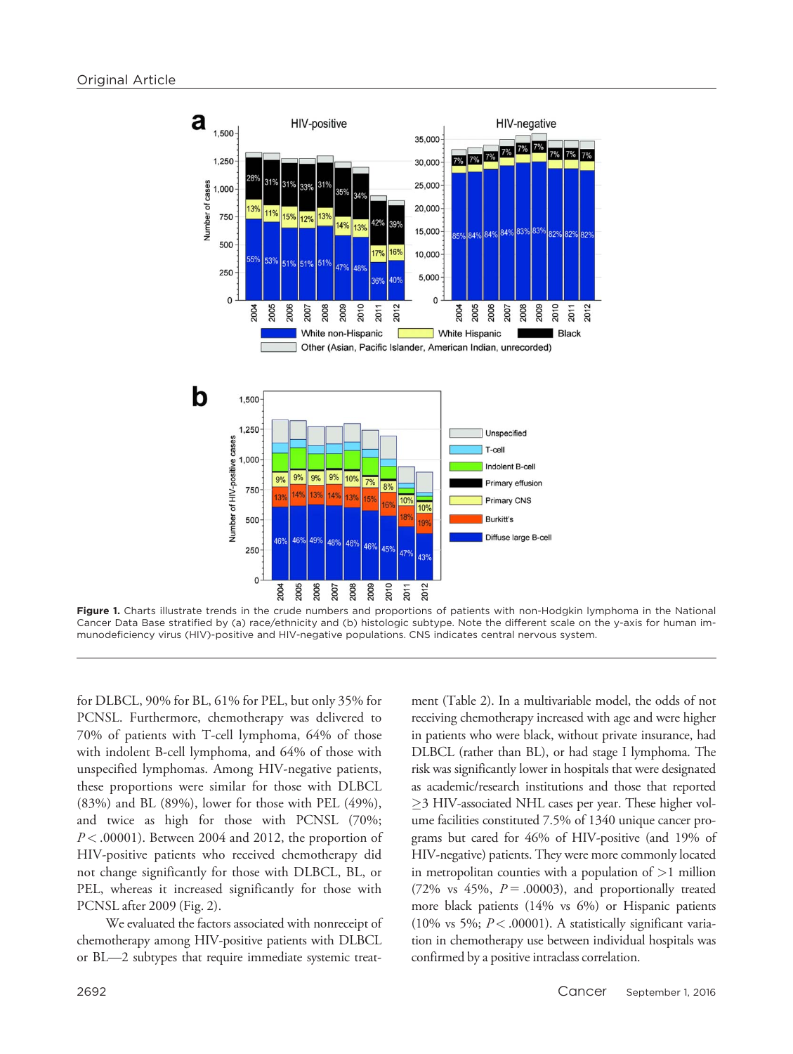**Figure 1.** Charts illustrate trends in the crude numbers and proportions of patients with non-Hodgkin lymphoma in the National Cancer Data Base stratified by (a) race/ethnicity and (b) histologic subtype. Note the different scale on the y-axis for human immunodeficiency virus (HIV)-positive and HIV-negative populations. CNS indicates central nervous system.

for DLBCL, 90% for BL, 61% for PEL, but only 35% for PCNSL. Furthermore, chemotherapy was delivered to 70% of patients with T-cell lymphoma, 64% of those with indolent B-cell lymphoma, and 64% of those with unspecified lymphomas. Among HIV-negative patients, these proportions were similar for those with DLBCL (83%) and BL (89%), lower for those with PEL (49%), and twice as high for those with PCNSL (70%; $P < .00001$). Between 2004 and 2012, the proportion of HIV-positive patients who received chemotherapy did not change significantly for those with DLBCL, BL, or PEL, whereas it increased significantly for those with PCNSL after 2009 (Fig. 2).

We evaluated the factors associated with nonreceipt of chemotherapy among HIV-positive patients with DLBCL or BL—2 subtypes that require immediate systemic treatment (Table 2). In a multivariable model, the odds of not receiving chemotherapy increased with age and were higher in patients who were black, without private insurance, had DLBCL (rather than BL), or had stage I lymphoma. The risk was significantly lower in hospitals that were designated as academic/research institutions and those that reported ≥3 HIV-associated NHL cases per year. These higher volume facilities constituted 7.5% of 1340 unique cancer programs but cared for 46% of HIV-positive (and 19% of HIV-negative) patients. They were more commonly located in metropolitan counties with a population of >1 million (72% vs 45%, $P = .00003$), and proportionally treated more black patients (14% vs 6%) or Hispanic patients (10% vs 5%; $P < .00001$). A statistically significant variation in chemotherapy use between individual hospitals was confirmed by a positive intraclass correlation.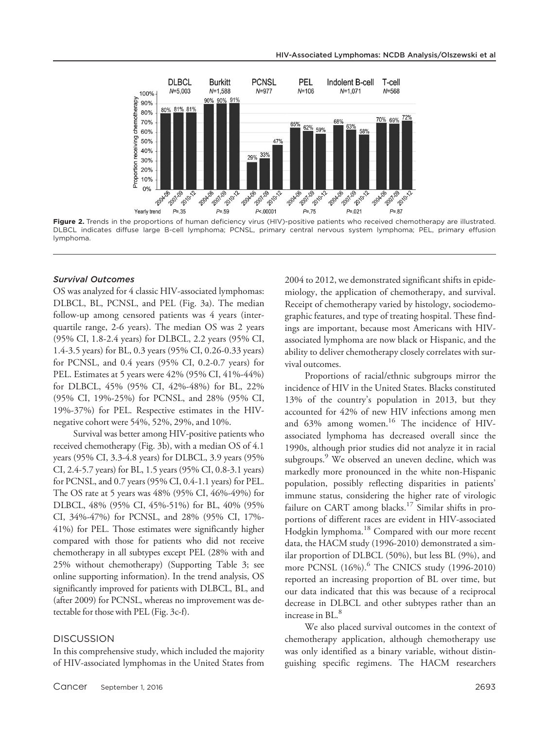**Figure 2.** Trends in the proportions of human deficiency virus (HIV)-positive patients who received chemotherapy are illustrated. DLBCL indicates diffuse large B-cell lymphoma; PCNSL, primary central nervous system lymphoma; PEL, primary effusion lymphoma.

### *Survival Outcomes*

OS was analyzed for 4 classic HIV-associated lymphomas: DLBCL, BL, PCNSL, and PEL (Fig. 3a). The median follow-up among censored patients was 4 years (interquartile range, 2-6 years). The median OS was 2 years (95% CI, 1.8-2.4 years) for DLBCL, 2.2 years (95% CI, 1.4-3.5 years) for BL, 0.3 years (95% CI, 0.26-0.33 years) for PCNSL, and 0.4 years (95% CI, 0.2-0.7 years) for PEL. Estimates at 5 years were 42% (95% CI, 41%-44%) for DLBCL, 45% (95% CI, 42%-48%) for BL, 22% (95% CI, 19%-25%) for PCNSL, and 28% (95% CI, 19%-37%) for PEL. Respective estimates in the HIV-negative cohort were 54%, 52%, 29%, and 10%.

Survival was better among HIV-positive patients who received chemotherapy (Fig. 3b), with a median OS of 4.1 years (95% CI, 3.3-4.8 years) for DLBCL, 3.9 years (95% CI, 2.4-5.7 years) for BL, 1.5 years (95% CI, 0.8-3.1 years) for PCNSL, and 0.7 years (95% CI, 0.4-1.1 years) for PEL. The OS rate at 5 years was 48% (95% CI, 46%-49%) for DLBCL, 48% (95% CI, 45%-51%) for BL, 40% (95% CI, 34%-47%) for PCNSL, and 28% (95% CI, 17%-41%) for PEL. Those estimates were significantly higher compared with those for patients who did not receive chemotherapy in all subtypes except PEL (28% with and 25% without chemotherapy) (Supporting Table 3; see online supporting information). In the trend analysis, OS significantly improved for patients with DLBCL, BL, and (after 2009) for PCNSL, whereas no improvement was detectable for those with PEL (Fig. 3c-f).

## DISCUSSION

In this comprehensive study, which included the majority of HIV-associated lymphomas in the United States from 2004 to 2012, we demonstrated significant shifts in epidemiology, the application of chemotherapy, and survival. Receipt of chemotherapy varied by histology, sociodemographic features, and type of treating hospital. These findings are important, because most Americans with HIV-associated lymphoma are now black or Hispanic, and the ability to deliver chemotherapy closely correlates with survival outcomes.

Proportions of racial/ethnic subgroups mirror the incidence of HIV in the United States. Blacks constituted 13% of the country's population in 2013, but they accounted for 42% of new HIV infections among men and 63% among women.[16] The incidence of HIV-associated lymphoma has decreased overall since the 1990s, although prior studies did not analyze it in racial subgroups.[9] We observed an uneven decline, which was markedly more pronounced in the white non-Hispanic population, possibly reflecting disparities in patients' immune status, considering the higher rate of virologic failure on CART among blacks.[17] Similar shifts in proportions of different races are evident in HIV-associated Hodgkin lymphoma.[18] Compared with our more recent data, the HACM study (1996-2010) demonstrated a similar proportion of DLBCL (50%), but less BL (9%), and more PCNSL (16%).[6] The CNICS study (1996-2010) reported an increasing proportion of BL over time, but our data indicated that this was because of a reciprocal decrease in DLBCL and other subtypes rather than an increase in BL.[8]

We also placed survival outcomes in the context of chemotherapy application, although chemotherapy use was only identified as a binary variable, without distinguishing specific regimens. The HACM researchers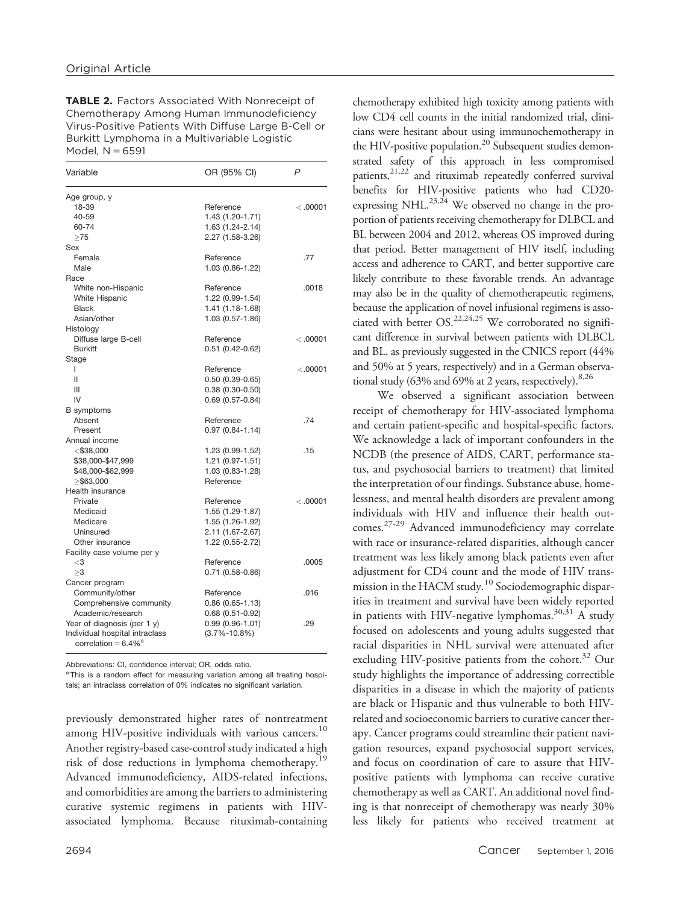**TABLE 2.** Factors Associated With Nonreceipt of Chemotherapy Among Human Immunodeficiency Virus-Positive Patients With Diffuse Large B-Cell or Burkitt Lymphoma in a Multivariable Logistic Model, N = 6591

| Variable | OR (95% CI) | P |
|---|---|---|
| Age group, y | | |
| 18-39 | Reference | <.00001 |
| 40-59 | 1.43 (1.20-1.71) | |
| 60-74 | 1.63 (1.24-2.14) | |
| ≥75 | 2.27 (1.58-3.26) | |
| Sex | | |
| Female | Reference | .77 |
| Male | 1.03 (0.86-1.22) | |
| Race | | |
| White non-Hispanic | Reference | .0018 |
| White Hispanic | 1.22 (0.99-1.54) | |
| Black | 1.41 (1.18-1.68) | |
| Asian/other | 1.03 (0.57-1.86) | |
| Histology | | |
| Diffuse large B-cell | Reference | <.00001 |
| Burkitt | 0.51 (0.42-0.62) | |
| Stage | | |
| I | Reference | <.00001 |
| II | 0.50 (0.39-0.65) | |
| III | 0.38 (0.30-0.50) | |
| IV | 0.69 (0.57-0.84) | |
| B symptoms | | |
| Absent | Reference | .74 |
| Present | 0.97 (0.84-1.14) | |
| Annual income | | |
| <$38,000 | 1.23 (0.99-1.52) | .15 |
| $38,000-$47,999 | 1.21 (0.97-1.51) | |
| $48,000-$62,999 | 1.03 (0.83-1.28) | |
| ≥$63,000 | Reference | |
| Health insurance | | |
| Private | Reference | <.00001 |
| Medicaid | 1.55 (1.29-1.87) | |
| Medicare | 1.55 (1.26-1.92) | |
| Uninsured | 2.11 (1.67-2.67) | |
| Other insurance | 1.22 (0.55-2.72) | |
| Facility case volume per y | | |
| <3 | Reference | .0005 |
| ≥3 | 0.71 (0.58-0.86) | |
| Cancer program | | |
| Community/other | Reference | .016 |
| Comprehensive community | 0.86 (0.65-1.13) | |
| Academic/research | 0.68 (0.51-0.92) | |
| Year of diagnosis (per 1 y) | 0.99 (0.96-1.01) | .29 |
| Individual hospital intraclass correlation = 6.4%[a] | (3.7%-10.8%) | |

Abbreviations: CI, confidence interval; OR, odds ratio.

[a] This is a random effect for measuring variation among all treating hospitals; an intraclass correlation of 0% indicates no significant variation.

previously demonstrated higher rates of nontreatment among HIV-positive individuals with various cancers.[10] Another registry-based case-control study indicated a high risk of dose reductions in lymphoma chemotherapy.[19] Advanced immunodeficiency, AIDS-related infections, and comorbidities are among the barriers to administering curative systemic regimens in patients with HIV-associated lymphoma. Because rituximab-containing chemotherapy exhibited high toxicity among patients with low CD4 cell counts in the initial randomized trial, clinicians were hesitant about using immunochemotherapy in the HIV-positive population.[20] Subsequent studies demonstrated safety of this approach in less compromised patients,[21,22] and rituximab repeatedly conferred survival benefits for HIV-positive patients who had CD20-expressing NHL.[23,24] We observed no change in the proportion of patients receiving chemotherapy for DLBCL and BL between 2004 and 2012, whereas OS improved during that period. Better management of HIV itself, including access and adherence to CART, and better supportive care likely contribute to these favorable trends. An advantage may also be in the quality of chemotherapeutic regimens, because the application of novel infusional regimens is associated with better OS.[22,24,25] We corroborated no significant difference in survival between patients with DLBCL and BL, as previously suggested in the CNICS report (44% and 50% at 5 years, respectively) and in a German observational study (63% and 69% at 2 years, respectively).[8,26]

We observed a significant association between receipt of chemotherapy for HIV-associated lymphoma and certain patient-specific and hospital-specific factors. We acknowledge a lack of important confounders in the NCDB (the presence of AIDS, CART, performance status, and psychosocial barriers to treatment) that limited the interpretation of our findings. Substance abuse, homelessness, and mental health disorders are prevalent among individuals with HIV and influence their health outcomes.[27-29] Advanced immunodeficiency may correlate with race or insurance-related disparities, although cancer treatment was less likely among black patients even after adjustment for CD4 count and the mode of HIV transmission in the HACM study.[10] Sociodemographic disparities in treatment and survival have been widely reported in patients with HIV-negative lymphomas.[30,31] A study focused on adolescents and young adults suggested that racial disparities in NHL survival were attenuated after excluding HIV-positive patients from the cohort.[32] Our study highlights the importance of addressing correctible disparities in a disease in which the majority of patients are black or Hispanic and thus vulnerable to both HIV-related and socioeconomic barriers to curative cancer therapy. Cancer programs could streamline their patient navigation resources, expand psychosocial support services, and focus on coordination of care to assure that HIV-positive patients with lymphoma can receive curative chemotherapy as well as CART. An additional novel finding is that nonreceipt of chemotherapy was nearly 30% less likely for patients who received treatment at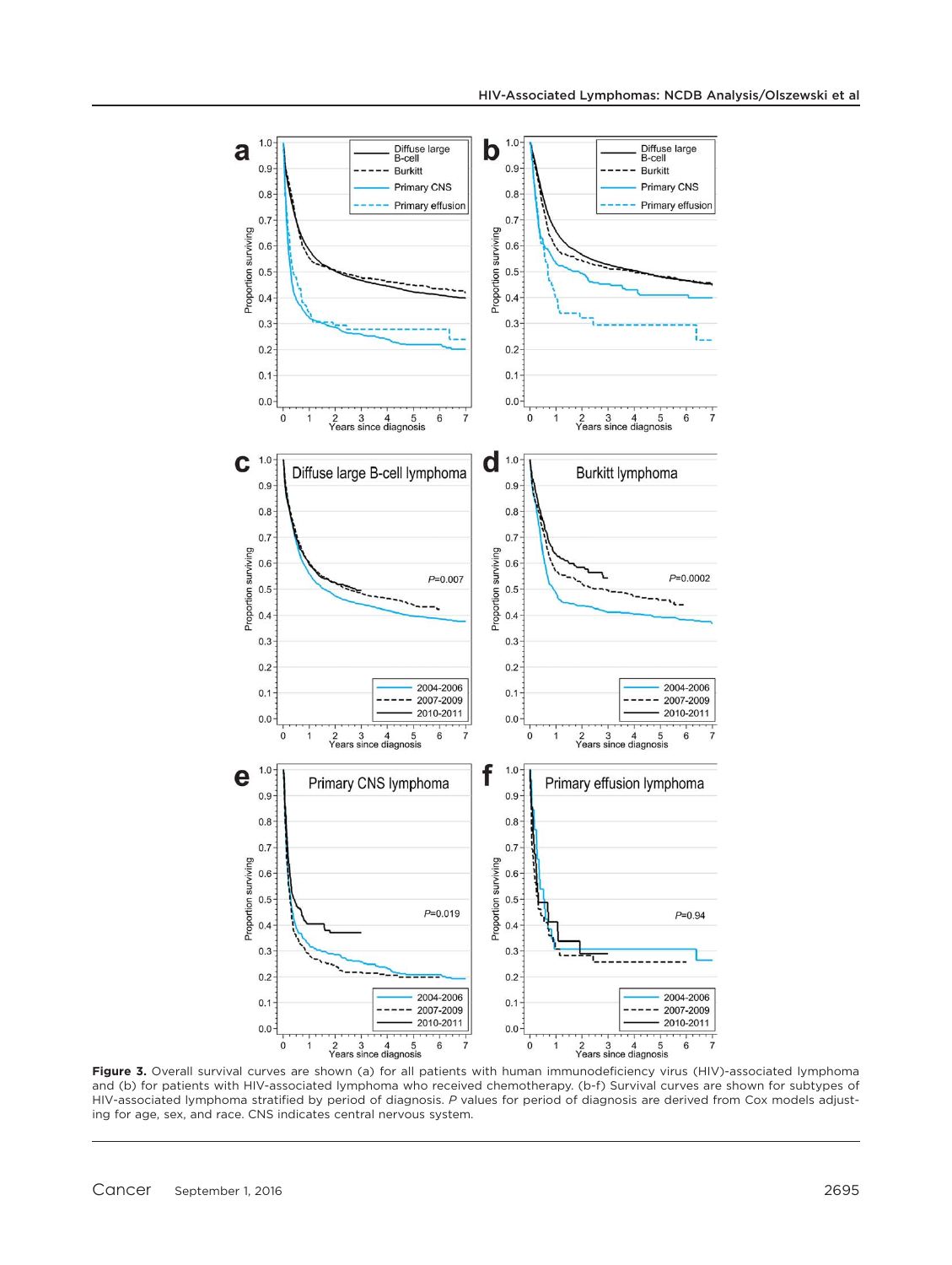**Figure 3.** Overall survival curves are shown (a) for all patients with human immunodeficiency virus (HIV)-associated lymphoma and (b) for patients with HIV-associated lymphoma who received chemotherapy. (b-f) Survival curves are shown for subtypes of HIV-associated lymphoma stratified by period of diagnosis. *P* values for period of diagnosis are derived from Cox models adjusting for age, sex, and race. CNS indicates central nervous system.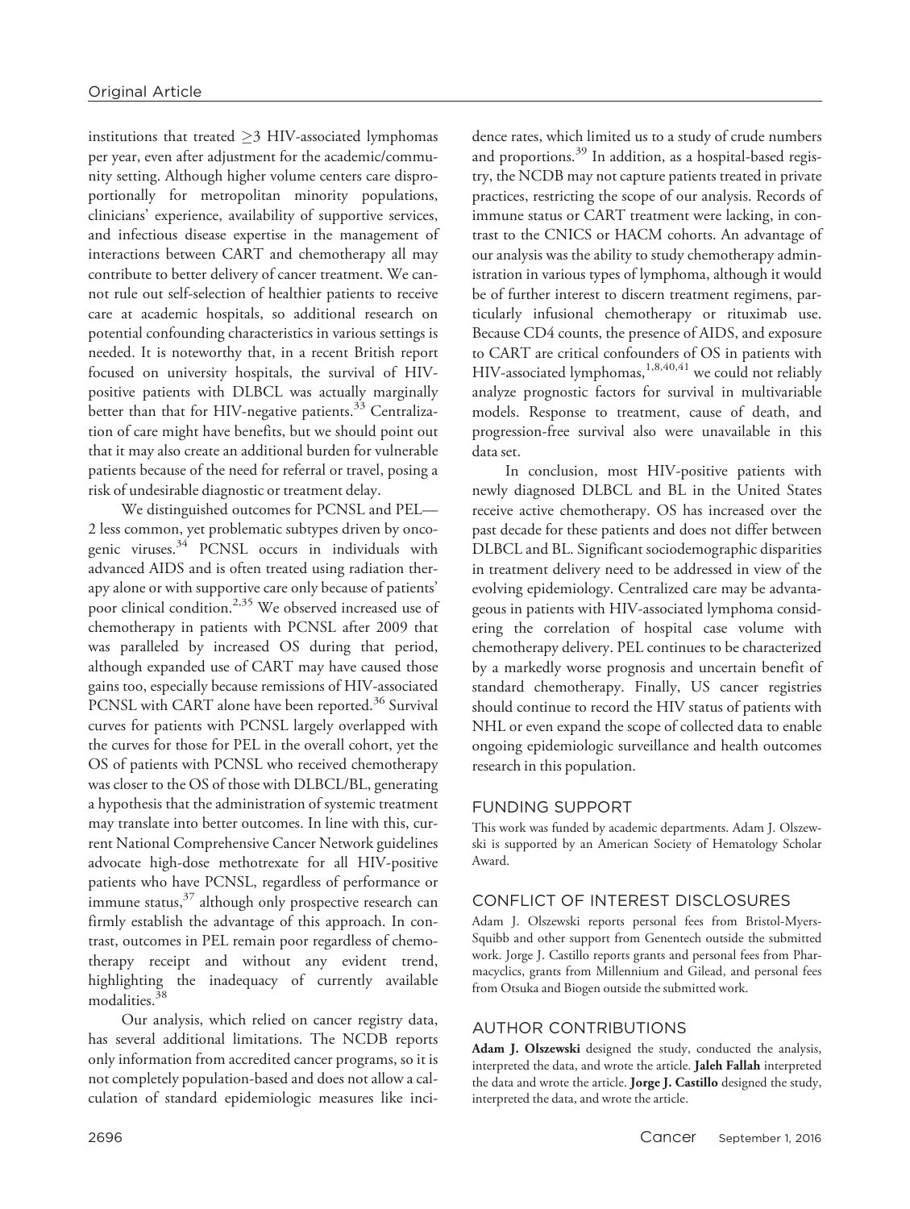institutions that treated ≥3 HIV-associated lymphomas per year, even after adjustment for the academic/community setting. Although higher volume centers care disproportionally for metropolitan minority populations, clinicians' experience, availability of supportive services, and infectious disease expertise in the management of interactions between CART and chemotherapy all may contribute to better delivery of cancer treatment. We cannot rule out self-selection of healthier patients to receive care at academic hospitals, so additional research on potential confounding characteristics in various settings is needed. It is noteworthy that, in a recent British report focused on university hospitals, the survival of HIV-positive patients with DLBCL was actually marginally better than that for HIV-negative patients.[33] Centralization of care might have benefits, but we should point out that it may also create an additional burden for vulnerable patients because of the need for referral or travel, posing a risk of undesirable diagnostic or treatment delay.

We distinguished outcomes for PCNSL and PEL—2 less common, yet problematic subtypes driven by oncogenic viruses.[34] PCNSL occurs in individuals with advanced AIDS and is often treated using radiation therapy alone or with supportive care only because of patients' poor clinical condition.[2,35] We observed increased use of chemotherapy in patients with PCNSL after 2009 that was paralleled by increased OS during that period, although expanded use of CART may have caused those gains too, especially because remissions of HIV-associated PCNSL with CART alone have been reported.[36] Survival curves for patients with PCNSL largely overlapped with the curves for those for PEL in the overall cohort, yet the OS of patients with PCNSL who received chemotherapy was closer to the OS of those with DLBCL/BL, generating a hypothesis that the administration of systemic treatment may translate into better outcomes. In line with this, current National Comprehensive Cancer Network guidelines advocate high-dose methotrexate for all HIV-positive patients who have PCNSL, regardless of performance or immune status,[37] although only prospective research can firmly establish the advantage of this approach. In contrast, outcomes in PEL remain poor regardless of chemotherapy receipt and without any evident trend, highlighting the inadequacy of currently available modalities.[38]

Our analysis, which relied on cancer registry data, has several additional limitations. The NCDB reports only information from accredited cancer programs, so it is not completely population-based and does not allow a calculation of standard epidemiologic measures like incidence rates, which limited us to a study of crude numbers and proportions.[39] In addition, as a hospital-based registry, the NCDB may not capture patients treated in private practices, restricting the scope of our analysis. Records of immune status or CART treatment were lacking, in contrast to the CNICS or HACM cohorts. An advantage of our analysis was the ability to study chemotherapy administration in various types of lymphoma, although it would be of further interest to discern treatment regimens, particularly infusional chemotherapy or rituximab use. Because CD4 counts, the presence of AIDS, and exposure to CART are critical confounders of OS in patients with HIV-associated lymphomas,[1,8,40,41] we could not reliably analyze prognostic factors for survival in multivariable models. Response to treatment, cause of death, and progression-free survival also were unavailable in this data set.

In conclusion, most HIV-positive patients with newly diagnosed DLBCL and BL in the United States receive active chemotherapy. OS has increased over the past decade for these patients and does not differ between DLBCL and BL. Significant sociodemographic disparities in treatment delivery need to be addressed in view of the evolving epidemiology. Centralized care may be advantageous in patients with HIV-associated lymphoma considering the correlation of hospital case volume with chemotherapy delivery. PEL continues to be characterized by a markedly worse prognosis and uncertain benefit of standard chemotherapy. Finally, US cancer registries should continue to record the HIV status of patients with NHL or even expand the scope of collected data to enable ongoing epidemiologic surveillance and health outcomes research in this population.

## FUNDING SUPPORT

This work was funded by academic departments. Adam J. Olszewski is supported by an American Society of Hematology Scholar Award.

## CONFLICT OF INTEREST DISCLOSURES

Adam J. Olszewski reports personal fees from Bristol-Myers-Squibb and other support from Genentech outside the submitted work. Jorge J. Castillo reports grants and personal fees from Pharmacyclics, grants from Millennium and Gilead, and personal fees from Otsuka and Biogen outside the submitted work.

## AUTHOR CONTRIBUTIONS

**Adam J. Olszewski** designed the study, conducted the analysis, interpreted the data, and wrote the article. **Jaleh Fallah** interpreted the data and wrote the article. **Jorge J. Castillo** designed the study, interpreted the data, and wrote the article.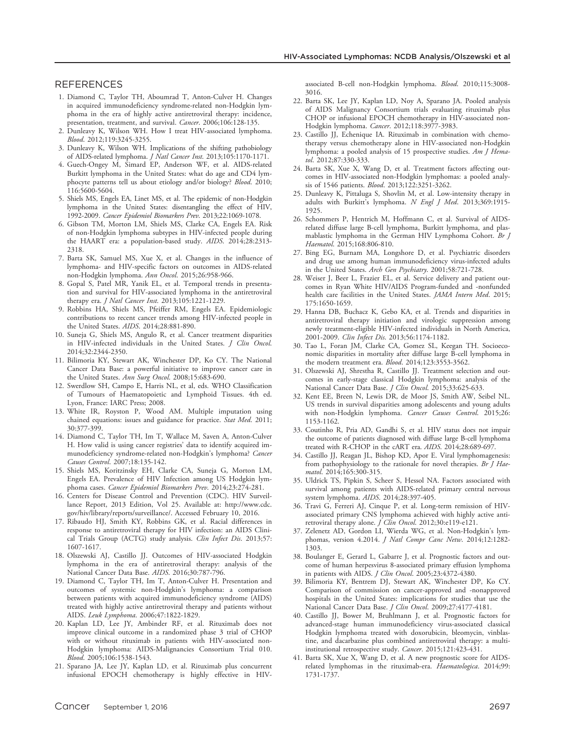## REFERENCES

1. Diamond C, Taylor TH, Aboumrad T, Anton-Culver H. Changes in acquired immunodeficiency syndrome-related non-Hodgkin lymphoma in the era of highly active antiretroviral therapy: incidence, presentation, treatment, and survival. *Cancer*. 2006;106:128-135.
2. Dunleavy K, Wilson WH. How I treat HIV-associated lymphoma. *Blood*. 2012;119:3245-3255.
3. Dunleavy K, Wilson WH. Implications of the shifting pathobiology of AIDS-related lymphoma. *J Natl Cancer Inst*. 2013;105:1170-1171.
4. Guech-Ongey M, Simard EP, Anderson WF, et al. AIDS-related Burkitt lymphoma in the United States: what do age and CD4 lymphocyte patterns tell us about etiology and/or biology? *Blood*. 2010; 116:5600-5604.
5. Shiels MS, Engels EA, Linet MS, et al. The epidemic of non-Hodgkin lymphoma in the United States: disentangling the effect of HIV, 1992-2009. *Cancer Epidemiol Biomarkers Prev*. 2013;22:1069-1078.
6. Gibson TM, Morton LM, Shiels MS, Clarke CA, Engels EA. Risk of non-Hodgkin lymphoma subtypes in HIV-infected people during the HAART era: a population-based study. *AIDS*. 2014;28:2313-2318.
7. Barta SK, Samuel MS, Xue X, et al. Changes in the influence of lymphoma- and HIV-specific factors on outcomes in AIDS-related non-Hodgkin lymphoma. *Ann Oncol*. 2015;26:958-966.
8. Gopal S, Patel MR, Yanik EL, et al. Temporal trends in presentation and survival for HIV-associated lymphoma in the antiretroviral therapy era. *J Natl Cancer Inst*. 2013;105:1221-1229.
9. Robbins HA, Shiels MS, Pfeiffer RM, Engels EA. Epidemiologic contributions to recent cancer trends among HIV-infected people in the United States. *AIDS*. 2014;28:881-890.
10. Suneja G, Shiels MS, Angulo R, et al. Cancer treatment disparities in HIV-infected individuals in the United States. *J Clin Oncol*. 2014;32:2344-2350.
11. Bilimoria KY, Stewart AK, Winchester DP, Ko CY. The National Cancer Data Base: a powerful initiative to improve cancer care in the United States. *Ann Surg Oncol*. 2008;15:683-690.
12. Swerdlow SH, Campo E, Harris NL, et al, eds. WHO Classification of Tumours of Haematopoietic and Lymphoid Tissues. 4th ed. Lyon, France: IARC Press; 2008.
13. White IR, Royston P, Wood AM. Multiple imputation using chained equations: issues and guidance for practice. *Stat Med*. 2011; 30:377-399.
14. Diamond C, Taylor TH, Im T, Wallace M, Saven A, Anton-Culver H. How valid is using cancer registries' data to identify acquired immunodeficiency syndrome-related non-Hodgkin's lymphoma? *Cancer Causes Control*. 2007;18:135-142.
15. Shiels MS, Koritzinsky EH, Clarke CA, Suneja G, Morton LM, Engels EA. Prevalence of HIV Infection among US Hodgkin lymphoma cases. *Cancer Epidemiol Biomarkers Prev*. 2014;23:274-281.
16. Centers for Disease Control and Prevention (CDC). HIV Surveillance Report, 2013 Edition, Vol 25. Available at: http://www.cdc.gov/hiv/library/reports/surveillance/. Accessed February 10, 2016.
17. Ribaudo HJ, Smith KY, Robbins GK, et al. Racial differences in response to antiretroviral therapy for HIV infection: an AIDS Clinical Trials Group (ACTG) study analysis. *Clin Infect Dis*. 2013;57: 1607-1617.
18. Olszewski AJ, Castillo JJ. Outcomes of HIV-associated Hodgkin lymphoma in the era of antiretroviral therapy: analysis of the National Cancer Data Base. *AIDS*. 2016;30:787-796.
19. Diamond C, Taylor TH, Im T, Anton-Culver H. Presentation and outcomes of systemic non-Hodgkin's lymphoma: a comparison between patients with acquired immunodeficiency syndrome (AIDS) treated with highly active antiretroviral therapy and patients without AIDS. *Leuk Lymphoma*. 2006;47:1822-1829.
20. Kaplan LD, Lee JY, Ambinder RF, et al. Rituximab does not improve clinical outcome in a randomized phase 3 trial of CHOP with or without rituximab in patients with HIV-associated non-Hodgkin lymphoma: AIDS-Malignancies Consortium Trial 010. *Blood*. 2005;106:1538-1543.
21. Sparano JA, Lee JY, Kaplan LD, et al. Rituximab plus concurrent infusional EPOCH chemotherapy is highly effective in HIV-associated B-cell non-Hodgkin lymphoma. *Blood*. 2010;115:3008-3016.
22. Barta SK, Lee JY, Kaplan LD, Noy A, Sparano JA. Pooled analysis of AIDS Malignancy Consortium trials evaluating rituximab plus CHOP or infusional EPOCH chemotherapy in HIV-associated non-Hodgkin lymphoma. *Cancer*. 2012;118:3977-3983.
23. Castillo JJ, Echenique IA. Rituximab in combination with chemotherapy versus chemotherapy alone in HIV-associated non-Hodgkin lymphoma: a pooled analysis of 15 prospective studies. *Am J Hematol*. 2012;87:330-333.
24. Barta SK, Xue X, Wang D, et al. Treatment factors affecting outcomes in HIV-associated non-Hodgkin lymphomas: a pooled analysis of 1546 patients. *Blood*. 2013;122:3251-3262.
25. Dunleavy K, Pittaluga S, Shovlin M, et al. Low-intensity therapy in adults with Burkitt's lymphoma. *N Engl J Med*. 2013;369:1915-1925.
26. Schommers P, Hentrich M, Hoffmann C, et al. Survival of AIDS-related diffuse large B-cell lymphoma, Burkitt lymphoma, and plasmablastic lymphoma in the German HIV Lymphoma Cohort. *Br J Haematol*. 2015;168:806-810.
27. Bing EG, Burnam MA, Longshore D, et al. Psychiatric disorders and drug use among human immunodeficiency virus-infected adults in the United States. *Arch Gen Psychiatry*. 2001;58:721-728.
28. Weiser J, Beer L, Frazier EL, et al. Service delivery and patient outcomes in Ryan White HIV/AIDS Program-funded and -nonfunded health care facilities in the United States. *JAMA Intern Med*. 2015; 175:1650-1659.
29. Hanna DB, Buchacz K, Gebo KA, et al. Trends and disparities in antiretroviral therapy initiation and virologic suppression among newly treatment-eligible HIV-infected individuals in North America, 2001-2009. *Clin Infect Dis*. 2013;56:1174-1182.
30. Tao L, Foran JM, Clarke CA, Gomez SL, Keegan TH. Socioeconomic disparities in mortality after diffuse large B-cell lymphoma in the modern treatment era. *Blood*. 2014;123:3553-3562.
31. Olszewski AJ, Shrestha R, Castillo JJ. Treatment selection and outcomes in early-stage classical Hodgkin lymphoma: analysis of the National Cancer Data Base. *J Clin Oncol*. 2015;33:625-633.
32. Kent EE, Breen N, Lewis DR, de Moor JS, Smith AW, Seibel NL. US trends in survival disparities among adolescents and young adults with non-Hodgkin lymphoma. *Cancer Causes Control*. 2015;26: 1153-1162.
33. Coutinho R, Pria AD, Gandhi S, et al. HIV status does not impair the outcome of patients diagnosed with diffuse large B-cell lymphoma treated with R-CHOP in the cART era. *AIDS*. 2014;28:689-697.
34. Castillo JJ, Reagan JL, Bishop KD, Apor E. Viral lymphomagenesis: from pathophysiology to the rationale for novel therapies. *Br J Haematol*. 2014;165:300-315.
35. Uldrick TS, Pipkin S, Scheer S, Hessol NA. Factors associated with survival among patients with AIDS-related primary central nervous system lymphoma. *AIDS*. 2014;28:397-405.
36. Travi G, Ferreri AJ, Cinque P, et al. Long-term remission of HIV-associated primary CNS lymphoma achieved with highly active antiretroviral therapy alone. *J Clin Oncol*. 2012;30:e119-e121.
37. Zelenetz AD, Gordon LI, Wierda WG, et al. Non-Hodgkin's lymphomas, version 4.2014. *J Natl Compr Canc Netw*. 2014;12:1282-1303.
38. Boulanger E, Gerard L, Gabarre J, et al. Prognostic factors and outcome of human herpesvirus 8-associated primary effusion lymphoma in patients with AIDS. *J Clin Oncol*. 2005;23:4372-4380.
39. Bilimoria KY, Bentrem DJ, Stewart AK, Winchester DP, Ko CY. Comparison of commission on cancer-approved and -nonapproved hospitals in the United States: implications for studies that use the National Cancer Data Base. *J Clin Oncol*. 2009;27:4177-4181.
40. Castillo JJ, Bower M, Bruhlmann J, et al. Prognostic factors for advanced-stage human immunodeficiency virus-associated classical Hodgkin lymphoma treated with doxorubicin, bleomycin, vinblastine, and dacarbazine plus combined antiretroviral therapy: a multi-institutional retrospective study. *Cancer*. 2015;121:423-431.
41. Barta SK, Xue X, Wang D, et al. A new prognostic score for AIDS-related lymphomas in the rituximab-era. *Haematologica*. 2014;99: 1731-1737.